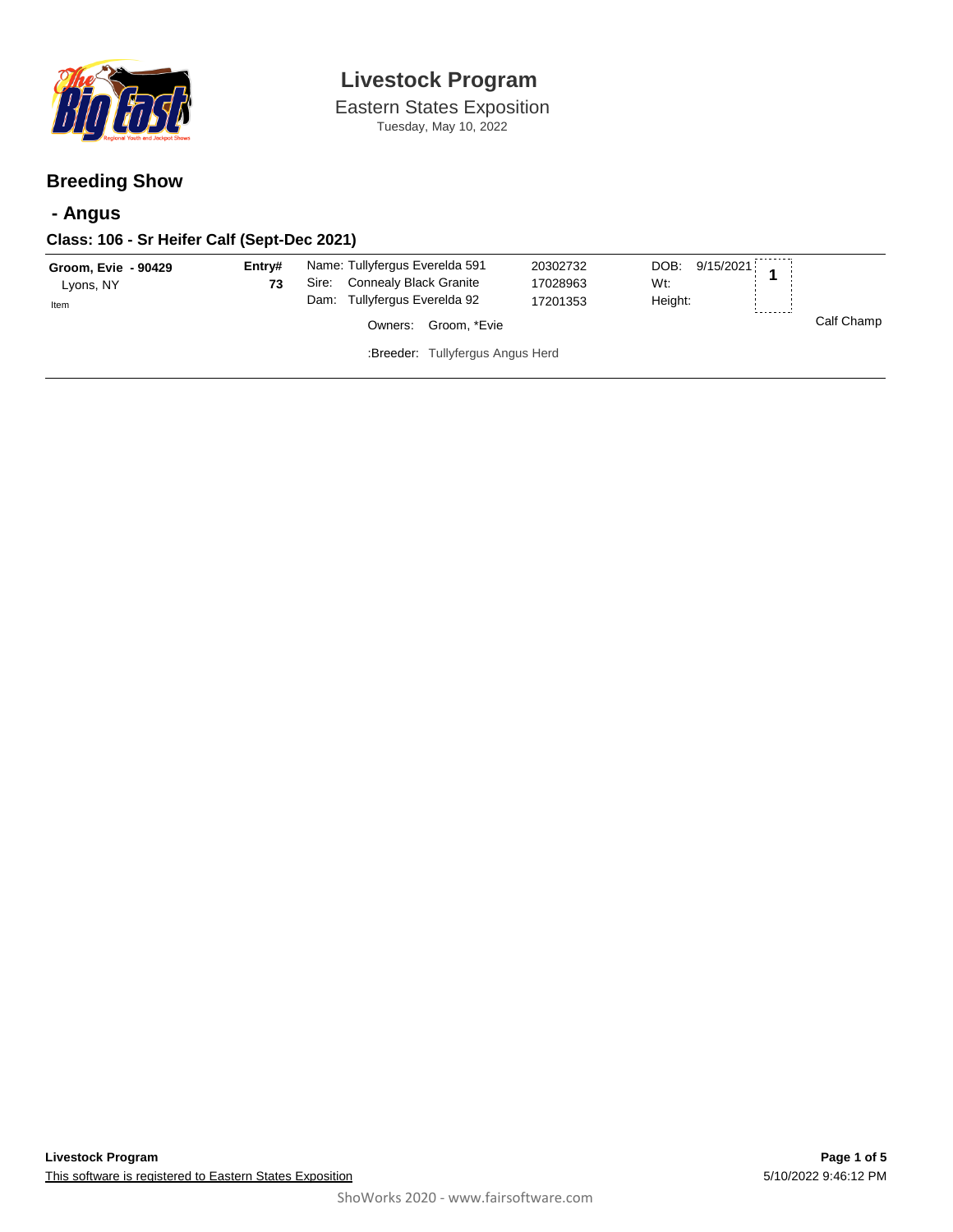# Livestock Program

Eastern States Exposition
Tuesday, May 10, 2022

## Breeding Show

## - Angus

### Class: 106 - Sr Heifer Calf (Sept-Dec 2021)

| | | | | | | |
|---|---|---|---|---|---|---|
| **Groom, Evie - 90429**<br>Lyons, NY<br>Item | **Entry#**<br>**73** | Name: Tullyfergus Everelda 591<br>Sire: Connealy Black Granite<br>Dam: Tullyfergus Everelda 92 | 20302732<br>17028963<br>17201353 | DOB: 9/15/2021<br>Wt:<br>Height: | **1** | Calf Champ |
| | | Owners: Groom, *Evie<br>:Breeder: Tullyfergus Angus Herd | | | | |

**Livestock Program**
This software is registered to Eastern States Exposition

5/10/2022 9:46:12 PM

ShoWorks 2020 - www.fairsoftware.com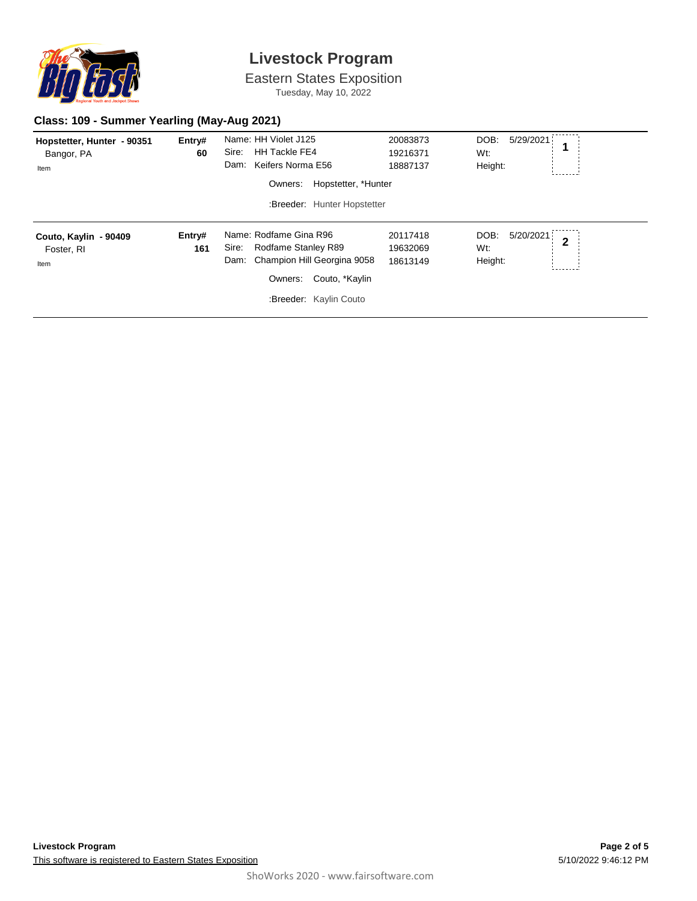# Livestock Program

Eastern States Exposition

Tuesday, May 10, 2022

## Class: 109 - Summer Yearling (May-Aug 2021)

**Hopstetter, Hunter - 90351**
Bangor, PA
Item

**Entry# 60**

Name: HH Violet J125 — 20083873
Sire: HH Tackle FE4 — 19216371
Dam: Keifers Norma E56 — 18887137

Owners: Hopstetter, *Hunter

:Breeder: Hunter Hopstetter

DOB: 5/29/2021
Wt:
Height:

**1**

---

**Couto, Kaylin - 90409**
Foster, RI
Item

**Entry# 161**

Name: Rodfame Gina R96 — 20117418
Sire: Rodfame Stanley R89 — 19632069
Dam: Champion Hill Georgina 9058 — 18613149

Owners: Couto, *Kaylin

:Breeder: Kaylin Couto

DOB: 5/20/2021
Wt:
Height:

**2**

---

**Livestock Program**

This software is registered to Eastern States Exposition

5/10/2022 9:46:12 PM

ShoWorks 2020 - www.fairsoftware.com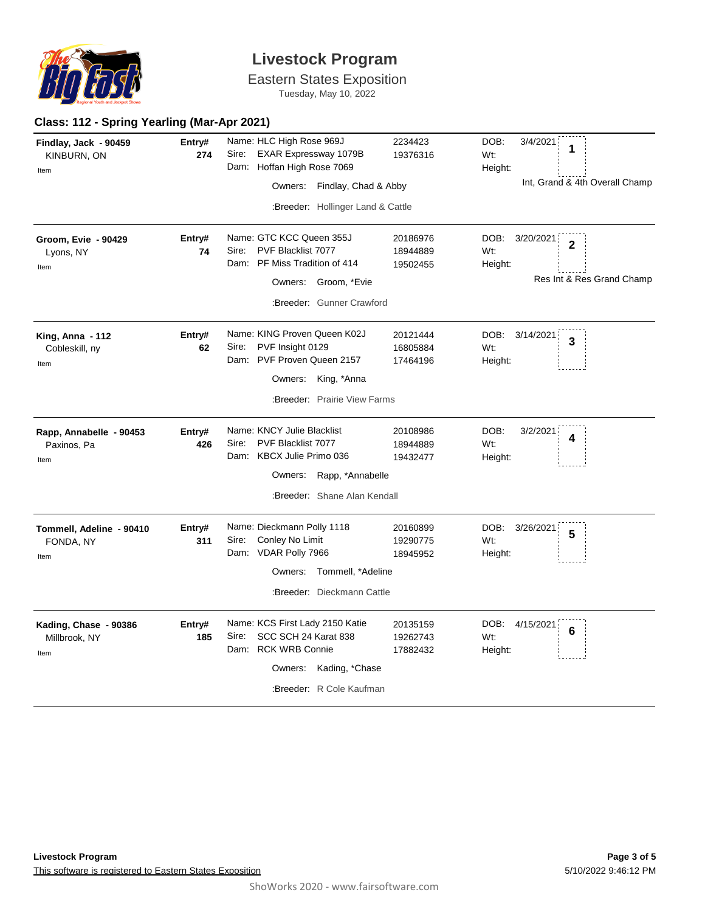# Livestock Program

## Eastern States Exposition

Tuesday, May 10, 2022

### Class: 112 - Spring Yearling (Mar-Apr 2021)

| Exhibitor | Entry# | Animal | Reg # | DOB / Wt / Height | Place |
|---|---|---|---|---|---|
| **Findlay, Jack - 90459**<br>KINBURN, ON<br>Item | **274** | Name: HLC High Rose 969J<br>Sire: EXAR Expressway 1079B<br>Dam: Hoffan High Rose 7069<br>Owners: Findlay, Chad & Abby<br>:Breeder: Hollinger Land & Cattle | 2234423<br>19376316 | DOB: 3/4/2021<br>Wt:<br>Height: | **1**<br>Int, Grand & 4th Overall Champ |
| **Groom, Evie - 90429**<br>Lyons, NY<br>Item | **74** | Name: GTC KCC Queen 355J<br>Sire: PVF Blacklist 7077<br>Dam: PF Miss Tradition of 414<br>Owners: Groom, *Evie<br>:Breeder: Gunner Crawford | 20186976<br>18944889<br>19502455 | DOB: 3/20/2021<br>Wt:<br>Height: | **2**<br>Res Int & Res Grand Champ |
| **King, Anna - 112**<br>Cobleskill, ny<br>Item | **62** | Name: KING Proven Queen K02J<br>Sire: PVF Insight 0129<br>Dam: PVF Proven Queen 2157<br>Owners: King, *Anna<br>:Breeder: Prairie View Farms | 20121444<br>16805884<br>17464196 | DOB: 3/14/2021<br>Wt:<br>Height: | **3** |
| **Rapp, Annabelle - 90453**<br>Paxinos, Pa<br>Item | **426** | Name: KNCY Julie Blacklist<br>Sire: PVF Blacklist 7077<br>Dam: KBCX Julie Primo 036<br>Owners: Rapp, *Annabelle<br>:Breeder: Shane Alan Kendall | 20108986<br>18944889<br>19432477 | DOB: 3/2/2021<br>Wt:<br>Height: | **4** |
| **Tommell, Adeline - 90410**<br>FONDA, NY<br>Item | **311** | Name: Dieckmann Polly 1118<br>Sire: Conley No Limit<br>Dam: VDAR Polly 7966<br>Owners: Tommell, *Adeline<br>:Breeder: Dieckmann Cattle | 20160899<br>19290775<br>18945952 | DOB: 3/26/2021<br>Wt:<br>Height: | **5** |
| **Kading, Chase - 90386**<br>Millbrook, NY<br>Item | **185** | Name: KCS First Lady 2150 Katie<br>Sire: SCC SCH 24 Karat 838<br>Dam: RCK WRB Connie<br>Owners: Kading, *Chase<br>:Breeder: R Cole Kaufman | 20135159<br>19262743<br>17882432 | DOB: 4/15/2021<br>Wt:<br>Height: | **6** |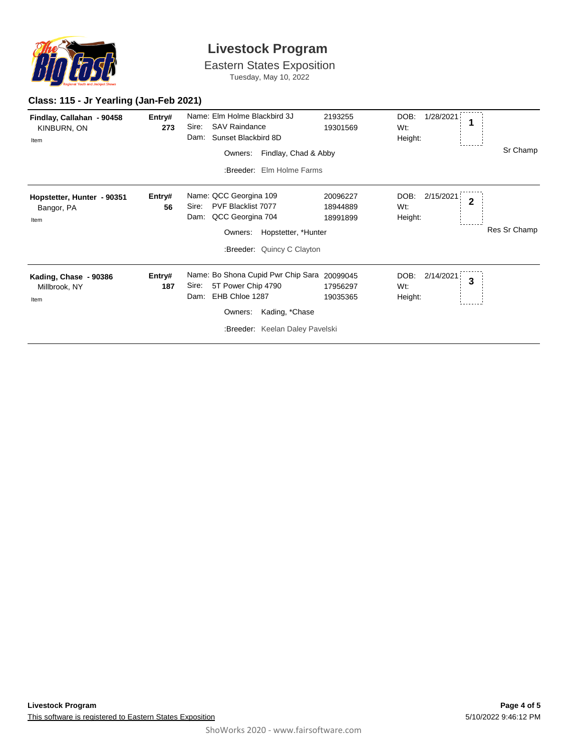# Livestock Program

## Eastern States Exposition

Tuesday, May 10, 2022

### Class: 115 - Jr Yearling (Jan-Feb 2021)

| Exhibitor | Entry# | Animal | Reg# | DOB / Wt / Height | Place | Award |
|---|---|---|---|---|---|---|
| **Findlay, Callahan - 90458**<br>KINBURN, ON<br>Item | **273** | Name: Elm Holme Blackbird 3J<br>Sire: SAV Raindance<br>Dam: Sunset Blackbird 8D<br>Owners: Findlay, Chad & Abby<br>:Breeder: Elm Holme Farms | 2193255<br>19301569 | DOB: 1/28/2021<br>Wt:<br>Height: | **1** | Sr Champ |
| **Hopstetter, Hunter - 90351**<br>Bangor, PA<br>Item | **56** | Name: QCC Georgina 109<br>Sire: PVF Blacklist 7077<br>Dam: QCC Georgina 704<br>Owners: Hopstetter, *Hunter<br>:Breeder: Quincy C Clayton | 20096227<br>18944889<br>18991899 | DOB: 2/15/2021<br>Wt:<br>Height: | **2** | Res Sr Champ |
| **Kading, Chase - 90386**<br>Millbrook, NY<br>Item | **187** | Name: Bo Shona Cupid Pwr Chip Sara<br>Sire: 5T Power Chip 4790<br>Dam: EHB Chloe 1287<br>Owners: Kading, *Chase<br>:Breeder: Keelan Daley Pavelski | 20099045<br>17956297<br>19035365 | DOB: 2/14/2021<br>Wt:<br>Height: | **3** | |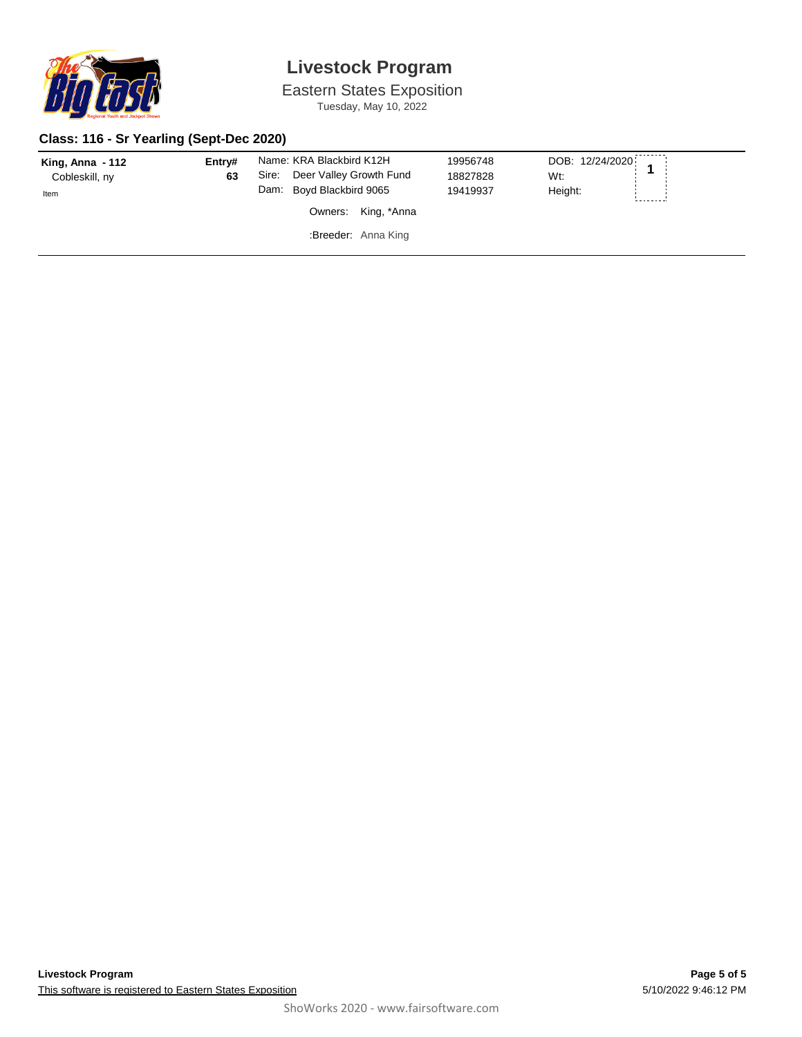# Livestock Program

Eastern States Exposition

Tuesday, May 10, 2022

### Class: 116 - Sr Yearling (Sept-Dec 2020)

| | | | | | |
|---|---|---|---|---|---|
| **King, Anna - 112**<br>Cobleskill, ny<br>Item | **Entry#**<br>**63** | Name: KRA Blackbird K12H<br>Sire: Deer Valley Growth Fund<br>Dam: Boyd Blackbird 9065<br>Owners: King, *Anna<br>:Breeder: Anna King | 19956748<br>18827828<br>19419937 | DOB: 12/24/2020<br>Wt:<br>Height: | **1** |

**Livestock Program**

This software is registered to Eastern States Exposition

5/10/2022 9:46:12 PM

ShoWorks 2020 - www.fairsoftware.com